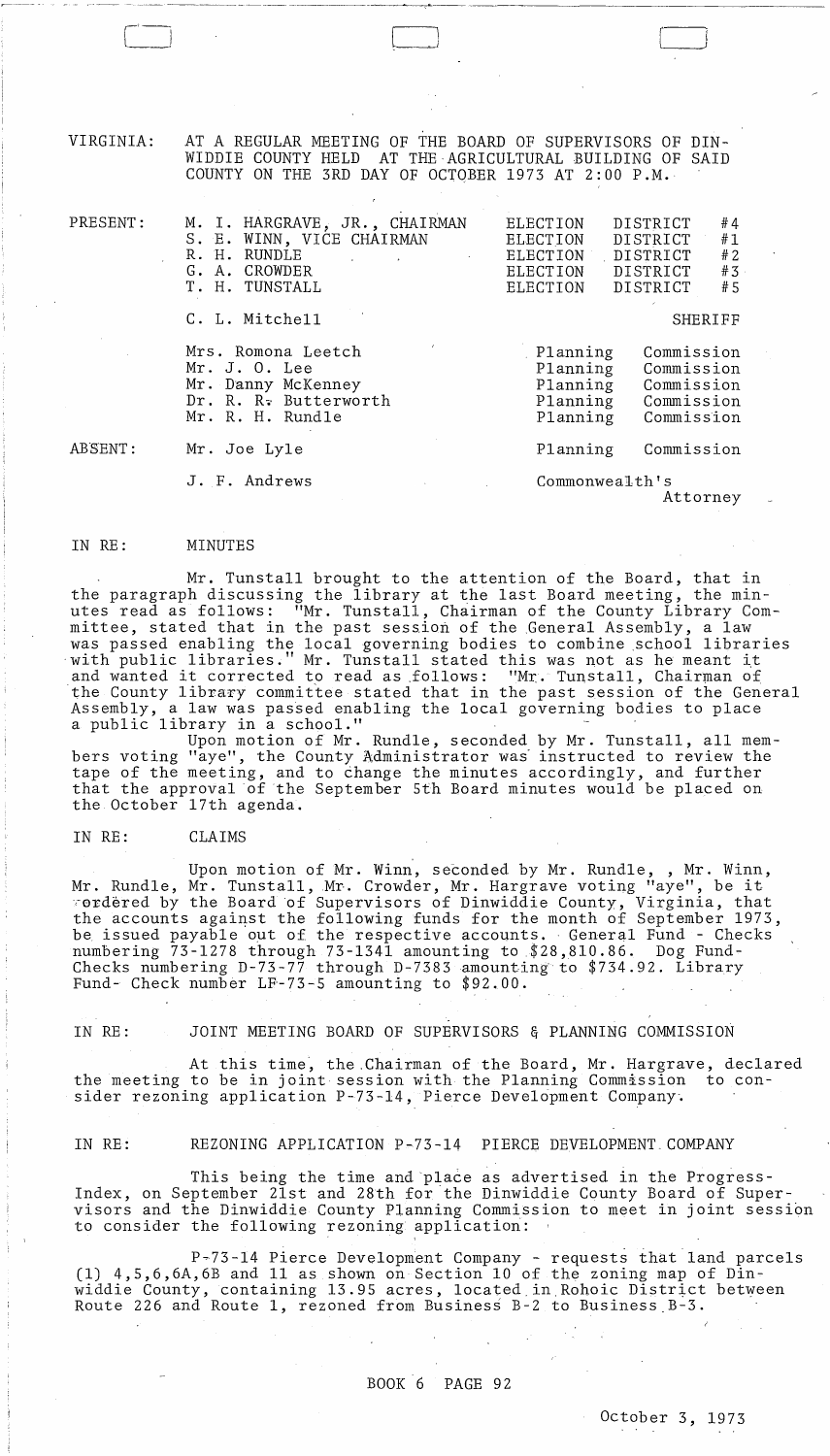VIRGINIA: AT A REGULAR MEETING OF THE BOARD OF SUPERVISORS OF DINWIDDIE COUNTY HELD AT THE AGRICULTURAL BUILDING OF SAID COUNTY ON THE 3RD DAY OF OCTOBER 1973 AT 2:00 P.M.

| | | |
|---|---|---|
| PRESENT: | M. I. HARGRAVE, JR., CHAIRMAN | ELECTION DISTRICT #4 |
| | S. E. WINN, VICE CHAIRMAN | ELECTION DISTRICT #1 |
| | R. H. RUNDLE | ELECTION DISTRICT #2 |
| | G. A. CROWDER | ELECTION DISTRICT #3 |
| | T. H. TUNSTALL | ELECTION DISTRICT #5 |
| | C. L. Mitchell | SHERIFF |
| | Mrs. Romona Leetch | Planning Commission |
| | Mr. J. O. Lee | Planning Commission |
| | Mr. Danny McKenney | Planning Commission |
| | Dr. R. R. Butterworth | Planning Commission |
| | Mr. R. H. Rundle | Planning Commission |
| ABSENT: | Mr. Joe Lyle | Planning Commission |
| | J. F. Andrews | Commonwealth's Attorney |

IN RE: MINUTES

Mr. Tunstall brought to the attention of the Board, that in the paragraph discussing the library at the last Board meeting, the minutes read as follows: "Mr. Tunstall, Chairman of the County Library Committee, stated that in the past session of the General Assembly, a law was passed enabling the local governing bodies to combine school libraries with public libraries." Mr. Tunstall stated this was not as he meant it and wanted it corrected to read as follows: "Mr. Tunstall, Chairman of the County library committee stated that in the past session of the General Assembly, a law was passed enabling the local governing bodies to place a public library in a school."

Upon motion of Mr. Rundle, seconded by Mr. Tunstall, all members voting "aye", the County Administrator was instructed to review the tape of the meeting, and to change the minutes accordingly, and further that the approval of the September 5th Board minutes would be placed on the October 17th agenda.

IN RE: CLAIMS

Upon motion of Mr. Winn, seconded by Mr. Rundle, , Mr. Winn, Mr. Rundle, Mr. Tunstall, Mr. Crowder, Mr. Hargrave voting "aye", be it ordered by the Board of Supervisors of Dinwiddie County, Virginia, that the accounts against the following funds for the month of September 1973, be issued payable out of the respective accounts. General Fund - Checks numbering 73-1278 through 73-1341 amounting to $28,810.86. Dog Fund- Checks numbering D-73-77 through D-7383 amounting to $734.92. Library Fund- Check number LF-73-5 amounting to $92.00.

IN RE: JOINT MEETING BOARD OF SUPERVISORS & PLANNING COMMISSION

At this time, the Chairman of the Board, Mr. Hargrave, declared the meeting to be in joint session with the Planning Commission to consider rezoning application P-73-14, Pierce Development Company.

IN RE: REZONING APPLICATION P-73-14 PIERCE DEVELOPMENT COMPANY

This being the time and place as advertised in the Progress-Index, on September 21st and 28th for the Dinwiddie County Board of Supervisors and the Dinwiddie County Planning Commission to meet in joint session to consider the following rezoning application:

P-73-14 Pierce Development Company - requests that land parcels (1) 4,5,6,6A,6B and 11 as shown on Section 10 of the zoning map of Dinwiddie County, containing 13.95 acres, located in Rohoic District between Route 226 and Route 1, rezoned from Business B-2 to Business B-3.

BOOK 6 PAGE 92

October 3, 1973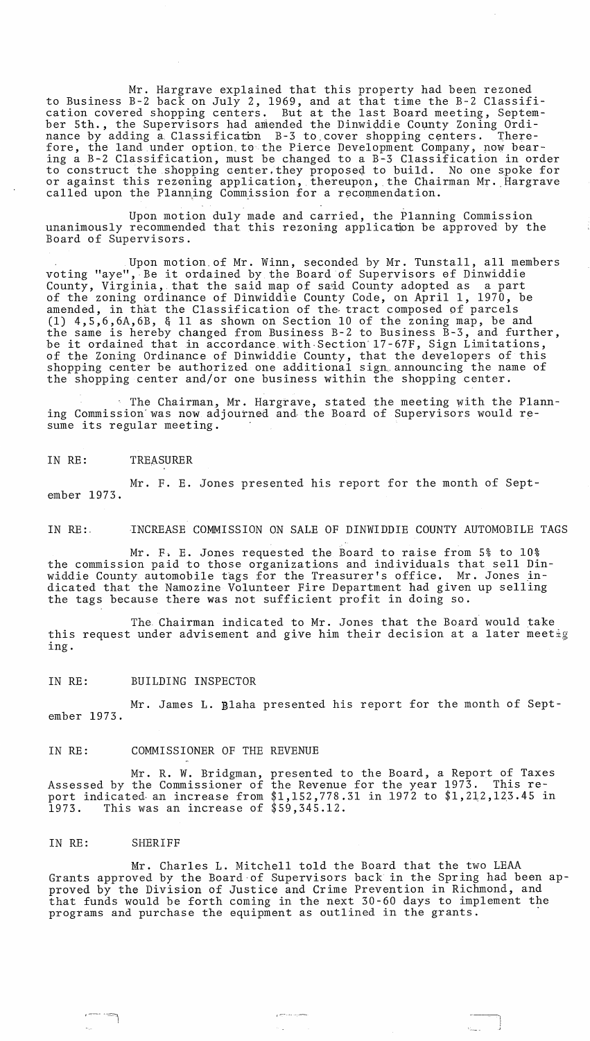Mr. Hargrave explained that this property had been rezoned to Business B-2 back on July 2, 1969, and at that time the B-2 Classification covered shopping centers. But at the last Board meeting, September 5th., the Supervisors had amended the Dinwiddie County Zoning Ordinance by adding a Classification B-3 to cover shopping centers. Therefore, the land under option to the Pierce Development Company, now bearing a B-2 Classification, must be changed to a B-3 Classification in order to construct the shopping center they proposed to build. No one spoke for or against this rezoning application, thereupon, the Chairman Mr. Hargrave called upon the Planning Commission for a recommendation.

Upon motion duly made and carried, the Planning Commission unanimously recommended that this rezoning application be approved by the Board of Supervisors.

Upon motion of Mr. Winn, seconded by Mr. Tunstall, all members voting "aye", Be it ordained by the Board of Supervisors of Dinwiddie County, Virginia, that the said map of said County adopted as a part of the zoning ordinance of Dinwiddie County Code, on April 1, 1970, be amended, in that the Classification of the tract composed of parcels (1) 4,5,6,6A,6B, & 11 as shown on Section 10 of the zoning map, be and the same is hereby changed from Business B-2 to Business B-3, and further, be it ordained that in accordance with Section 17-67F, Sign Limitations, of the Zoning Ordinance of Dinwiddie County, that the developers of this shopping center be authorized one additional sign announcing the name of the shopping center and/or one business within the shopping center.

The Chairman, Mr. Hargrave, stated the meeting with the Planning Commission was now adjourned and the Board of Supervisors would resume its regular meeting.

IN RE: TREASURER

Mr. F. E. Jones presented his report for the month of September 1973.

IN RE: INCREASE COMMISSION ON SALE OF DINWIDDIE COUNTY AUTOMOBILE TAGS

Mr. F. E. Jones requested the Board to raise from 5% to 10% the commission paid to those organizations and individuals that sell Dinwiddie County automobile tags for the Treasurer's office. Mr. Jones indicated that the Namozine Volunteer Fire Department had given up selling the tags because there was not sufficient profit in doing so.

The Chairman indicated to Mr. Jones that the Board would take this request under advisement and give him their decision at a later meeting.

IN RE: BUILDING INSPECTOR

Mr. James L. Blaha presented his report for the month of September 1973.

IN RE: COMMISSIONER OF THE REVENUE

Mr. R. W. Bridgman, presented to the Board, a Report of Taxes Assessed by the Commissioner of the Revenue for the year 1973. This report indicated an increase from $1,152,778.31 in 1972 to $1,212,123.45 in 1973. This was an increase of $59,345.12.

IN RE: SHERIFF

Mr. Charles L. Mitchell told the Board that the two LEAA Grants approved by the Board of Supervisors back in the Spring had been approved by the Division of Justice and Crime Prevention in Richmond, and that funds would be forth coming in the next 30-60 days to implement the programs and purchase the equipment as outlined in the grants.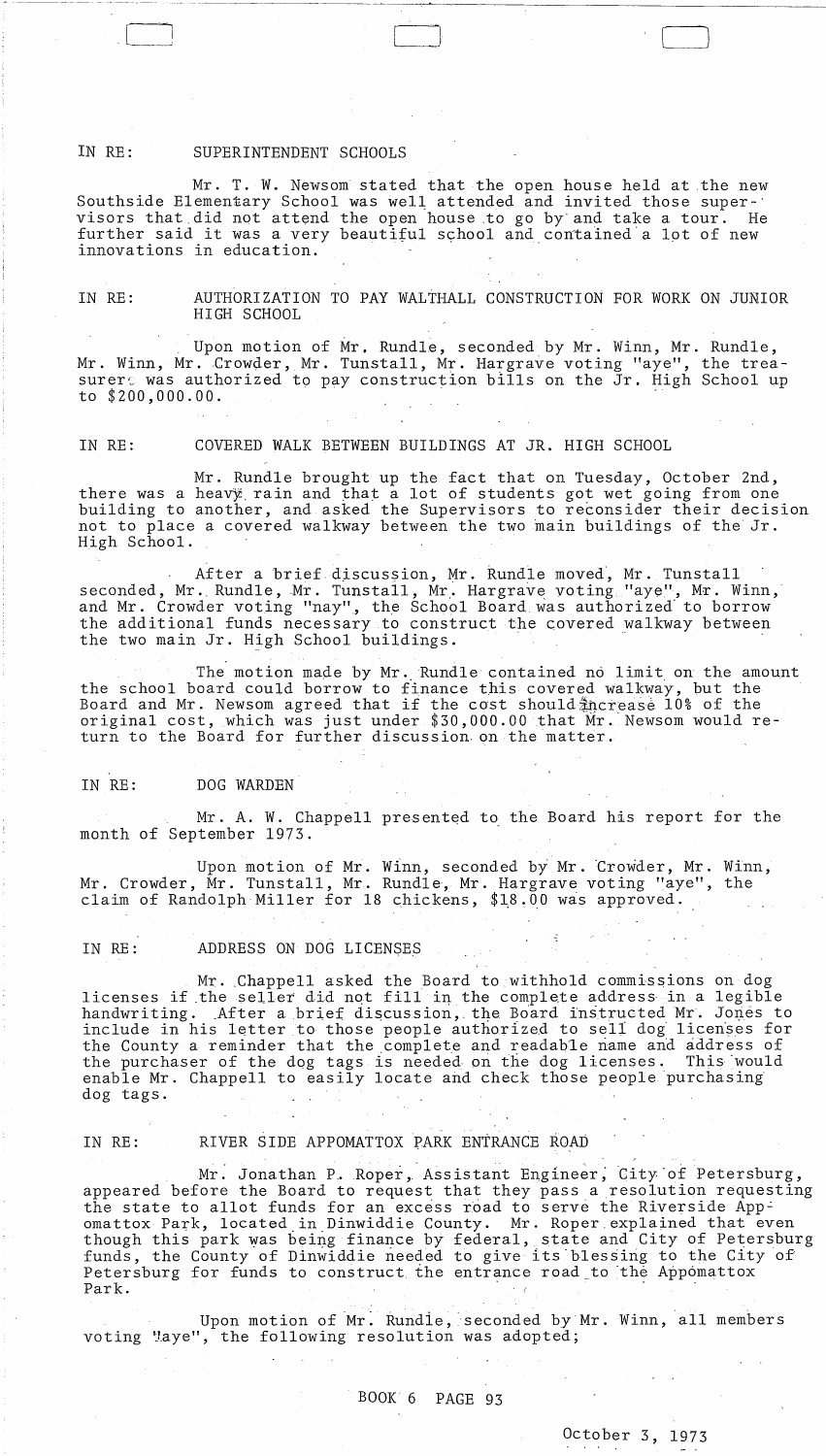IN RE: SUPERINTENDENT SCHOOLS

Mr. T. W. Newsom stated that the open house held at the new Southside Elementary School was well attended and invited those supervisors that did not attend the open house to go by and take a tour. He further said it was a very beautiful school and contained a lot of new innovations in education.

IN RE: AUTHORIZATION TO PAY WALTHALL CONSTRUCTION FOR WORK ON JUNIOR HIGH SCHOOL

Upon motion of Mr. Rundle, seconded by Mr. Winn, Mr. Rundle, Mr. Winn, Mr. Crowder, Mr. Tunstall, Mr. Hargrave voting "aye", the treasurer was authorized to pay construction bills on the Jr. High School up to $200,000.00.

IN RE: COVERED WALK BETWEEN BUILDINGS AT JR. HIGH SCHOOL

Mr. Rundle brought up the fact that on Tuesday, October 2nd, there was a heavy rain and that a lot of students got wet going from one building to another, and asked the Supervisors to reconsider their decision not to place a covered walkway between the two main buildings of the Jr. High School.

After a brief discussion, Mr. Rundle moved, Mr. Tunstall seconded, Mr. Rundle, Mr. Tunstall, Mr. Hargrave voting "aye", Mr. Winn, and Mr. Crowder voting "nay", the School Board was authorized to borrow the additional funds necessary to construct the covered walkway between the two main Jr. High School buildings.

The motion made by Mr. Rundle contained no limit on the amount the school board could borrow to finance this covered walkway, but the Board and Mr. Newsom agreed that if the cost should increase 10% of the original cost, which was just under $30,000.00 that Mr. Newsom would return to the Board for further discussion on the matter.

IN RE: DOG WARDEN

Mr. A. W. Chappell presented to the Board his report for the month of September 1973.

Upon motion of Mr. Winn, seconded by Mr. Crowder, Mr. Winn, Mr. Crowder, Mr. Tunstall, Mr. Rundle, Mr. Hargrave voting "aye", the claim of Randolph Miller for 18 chickens, $18.00 was approved.

IN RE: ADDRESS ON DOG LICENSES

Mr. Chappell asked the Board to withhold commissions on dog licenses if the seller did not fill in the complete address in a legible handwriting. After a brief discussion, the Board instructed Mr. Jones to include in his letter to those people authorized to sell dog licenses for the County a reminder that the complete and readable name and address of the purchaser of the dog tags is needed on the dog licenses. This would enable Mr. Chappell to easily locate and check those people purchasing dog tags.

IN RE: RIVER SIDE APPOMATTOX PARK ENTRANCE ROAD

Mr. Jonathan P. Roper, Assistant Engineer, City of Petersburg, appeared before the Board to request that they pass a resolution requesting the state to allot funds for an excess road to serve the Riverside Appomattox Park, located in Dinwiddie County. Mr. Roper explained that even though this park was being finance by federal, state and City of Petersburg funds, the County of Dinwiddie needed to give its blessing to the City of Petersburg for funds to construct the entrance road to the Appomattox Park.

Upon motion of Mr. Rundle, seconded by Mr. Winn, all members voting "aye", the following resolution was adopted;

BOOK 6 PAGE 93

October 3, 1973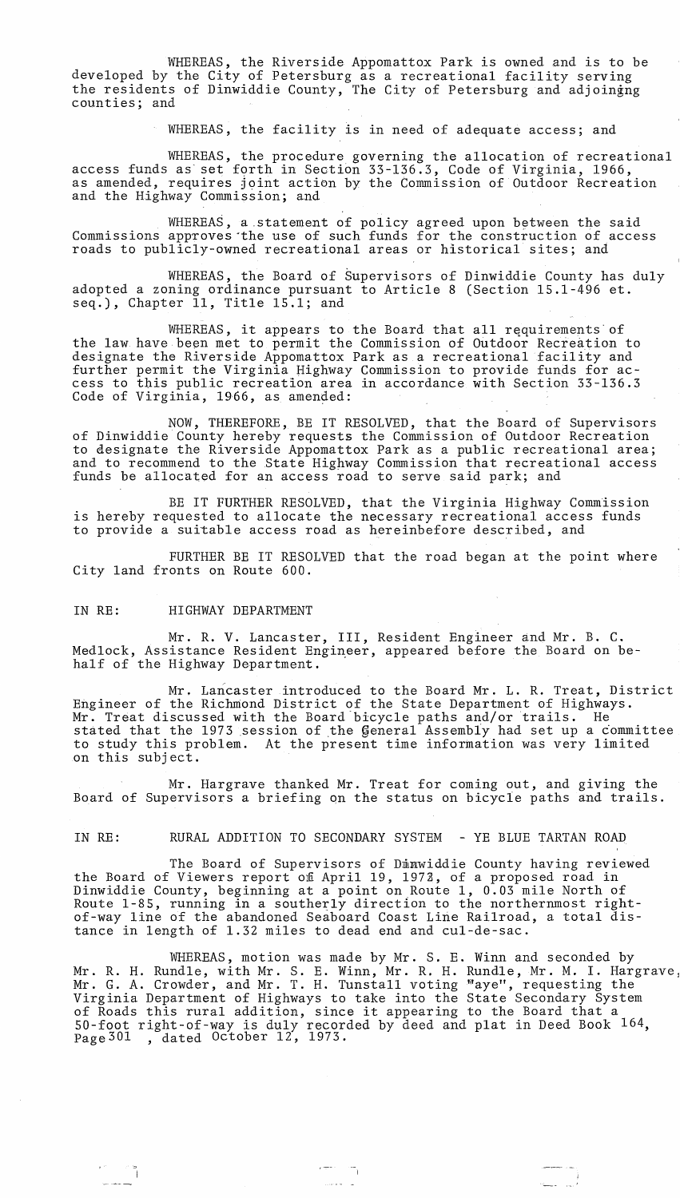WHEREAS, the Riverside Appomattox Park is owned and is to be developed by the City of Petersburg as a recreational facility serving the residents of Dinwiddie County, The City of Petersburg and adjoinging counties; and

WHEREAS, the facility is in need of adequate access; and

WHEREAS, the procedure governing the allocation of recreational access funds as set forth in Section 33-136.3, Code of Virginia, 1966, as amended, requires joint action by the Commission of Outdoor Recreation and the Highway Commission; and

WHEREAS, a statement of policy agreed upon between the said Commissions approves the use of such funds for the construction of access roads to publicly-owned recreational areas or historical sites; and

WHEREAS, the Board of Supervisors of Dinwiddie County has duly adopted a zoning ordinance pursuant to Article 8 (Section 15.1-496 et. seq.), Chapter 11, Title 15.1; and

WHEREAS, it appears to the Board that all requirements of the law have been met to permit the Commission of Outdoor Recreation to designate the Riverside Appomattox Park as a recreational facility and further permit the Virginia Highway Commission to provide funds for access to this public recreation area in accordance with Section 33-136.3 Code of Virginia, 1966, as amended:

NOW, THEREFORE, BE IT RESOLVED, that the Board of Supervisors of Dinwiddie County hereby requests the Commission of Outdoor Recreation to designate the Riverside Appomattox Park as a public recreational area; and to recommend to the State Highway Commission that recreational access funds be allocated for an access road to serve said park; and

BE IT FURTHER RESOLVED, that the Virginia Highway Commission is hereby requested to allocate the necessary recreational access funds to provide a suitable access road as hereinbefore described, and

FURTHER BE IT RESOLVED that the road began at the point where City land fronts on Route 600.

IN RE: HIGHWAY DEPARTMENT

Mr. R. V. Lancaster, III, Resident Engineer and Mr. B. C. Medlock, Assistance Resident Engineer, appeared before the Board on behalf of the Highway Department.

Mr. Lancaster introduced to the Board Mr. L. R. Treat, District Engineer of the Richmond District of the State Department of Highways. Mr. Treat discussed with the Board bicycle paths and/or trails. He stated that the 1973 session of the General Assembly had set up a committee to study this problem. At the present time information was very limited on this subject.

Mr. Hargrave thanked Mr. Treat for coming out, and giving the Board of Supervisors a briefing on the status on bicycle paths and trails.

IN RE: RURAL ADDITION TO SECONDARY SYSTEM - YE BLUE TARTAN ROAD

The Board of Supervisors of Dinwiddie County having reviewed the Board of Viewers report of April 19, 1972, of a proposed road in Dinwiddie County, beginning at a point on Route 1, 0.03 mile North of Route 1-85, running in a southerly direction to the northernmost right-of-way line of the abandoned Seaboard Coast Line Railroad, a total distance in length of 1.32 miles to dead end and cul-de-sac.

WHEREAS, motion was made by Mr. S. E. Winn and seconded by Mr. R. H. Rundle, with Mr. S. E. Winn, Mr. R. H. Rundle, Mr. M. I. Hargrave, Mr. G. A. Crowder, and Mr. T. H. Tunstall voting "aye", requesting the Virginia Department of Highways to take into the State Secondary System of Roads this rural addition, since it appearing to the Board that a 50-foot right-of-way is duly recorded by deed and plat in Deed Book 164, Page 301, dated October 12, 1973.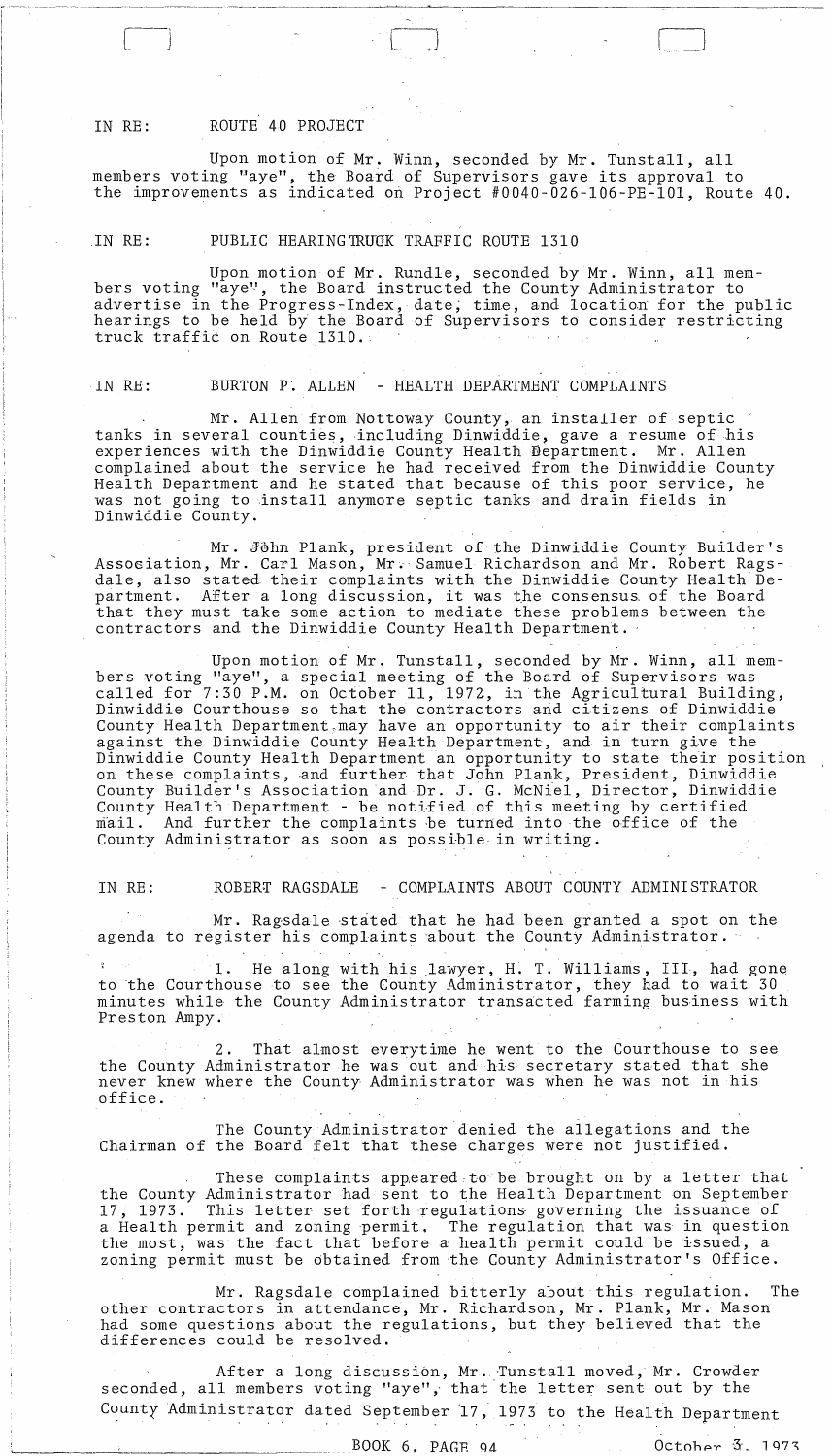IN RE: ROUTE 40 PROJECT

Upon motion of Mr. Winn, seconded by Mr. Tunstall, all members voting "aye", the Board of Supervisors gave its approval to the improvements as indicated on Project #0040-026-106-PE-101, Route 40.

IN RE: PUBLIC HEARING TRUCK TRAFFIC ROUTE 1310

Upon motion of Mr. Rundle, seconded by Mr. Winn, all members voting "aye", the Board instructed the County Administrator to advertise in the Progress-Index, date, time, and location for the public hearings to be held by the Board of Supervisors to consider restricting truck traffic on Route 1310.

IN RE: BURTON P. ALLEN - HEALTH DEPARTMENT COMPLAINTS

Mr. Allen from Nottoway County, an installer of septic tanks in several counties, including Dinwiddie, gave a resume of his experiences with the Dinwiddie County Health Department. Mr. Allen complained about the service he had received from the Dinwiddie County Health Department and he stated that because of this poor service, he was not going to install anymore septic tanks and drain fields in Dinwiddie County.

Mr. John Plank, president of the Dinwiddie County Builder's Association, Mr. Carl Mason, Mr. Samuel Richardson and Mr. Robert Ragsdale, also stated their complaints with the Dinwiddie County Health Department. After a long discussion, it was the consensus of the Board that they must take some action to mediate these problems between the contractors and the Dinwiddie County Health Department.

Upon motion of Mr. Tunstall, seconded by Mr. Winn, all members voting "aye", a special meeting of the Board of Supervisors was called for 7:30 P.M. on October 11, 1972, in the Agricultural Building, Dinwiddie Courthouse so that the contractors and citizens of Dinwiddie County Health Department may have an opportunity to air their complaints against the Dinwiddie County Health Department, and in turn give the Dinwiddie County Health Department an opportunity to state their position on these complaints, and further that John Plank, President, Dinwiddie County Builder's Association and Dr. J. G. McNiel, Director, Dinwiddie County Health Department - be notified of this meeting by certified mail. And further the complaints be turned into the office of the County Administrator as soon as possible in writing.

IN RE: ROBERT RAGSDALE - COMPLAINTS ABOUT COUNTY ADMINISTRATOR

Mr. Ragsdale stated that he had been granted a spot on the agenda to register his complaints about the County Administrator.

1. He along with his lawyer, H. T. Williams, III, had gone to the Courthouse to see the County Administrator, they had to wait 30 minutes while the County Administrator transacted farming business with Preston Ampy.

2. That almost everytime he went to the Courthouse to see the County Administrator he was out and his secretary stated that she never knew where the County Administrator was when he was not in his office.

The County Administrator denied the allegations and the Chairman of the Board felt that these charges were not justified.

These complaints appeared to be brought on by a letter that the County Administrator had sent to the Health Department on September 17, 1973. This letter set forth regulations governing the issuance of a Health permit and zoning permit. The regulation that was in question the most, was the fact that before a health permit could be issued, a zoning permit must be obtained from the County Administrator's Office.

Mr. Ragsdale complained bitterly about this regulation. The other contractors in attendance, Mr. Richardson, Mr. Plank, Mr. Mason had some questions about the regulations, but they believed that the differences could be resolved.

After a long discussion, Mr. Tunstall moved, Mr. Crowder seconded, all members voting "aye", that the letter sent out by the County Administrator dated September 17, 1973 to the Health Department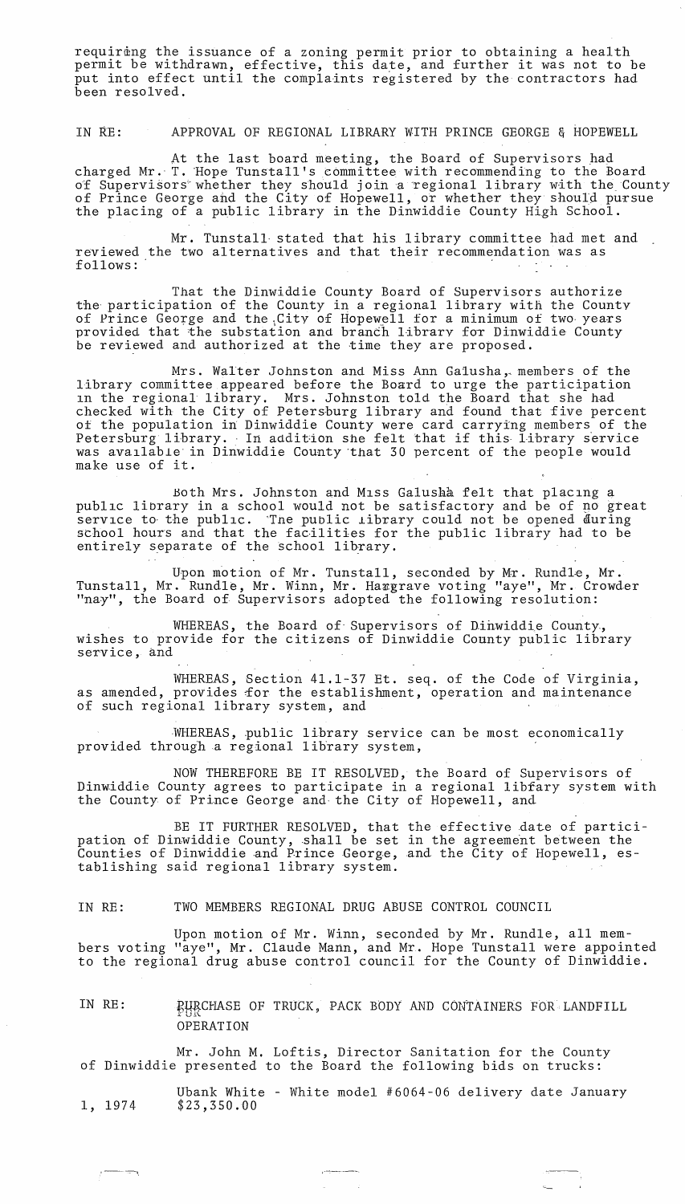requiring the issuance of a zoning permit prior to obtaining a health permit be withdrawn, effective, this date, and further it was not to be put into effect until the complaints registered by the contractors had been resolved.

IN RE: APPROVAL OF REGIONAL LIBRARY WITH PRINCE GEORGE & HOPEWELL

At the last board meeting, the Board of Supervisors had charged Mr. T. Hope Tunstall's committee with recommending to the Board of Supervisors whether they should join a regional library with the County of Prince George and the City of Hopewell, or whether they should pursue the placing of a public library in the Dinwiddie County High School.

Mr. Tunstall stated that his library committee had met and reviewed the two alternatives and that their recommendation was as follows:

That the Dinwiddie County Board of Supervisors authorize the participation of the County in a regional library with the County of Prince George and the City of Hopewell for a minimum of two years provided that the substation and branch library for Dinwiddie County be reviewed and authorized at the time they are proposed.

Mrs. Walter Johnston and Miss Ann Galusha, members of the library committee appeared before the Board to urge the participation in the regional library. Mrs. Johnston told the Board that she had checked with the City of Petersburg library and found that five percent of the population in Dinwiddie County were card carrying members of the Petersburg library. In addition she felt that if this library service was available in Dinwiddie County that 30 percent of the people would make use of it.

Both Mrs. Johnston and Miss Galusha felt that placing a public library in a school would not be satisfactory and be of no great service to the public. The public library could not be opened during school hours and that the facilities for the public library had to be entirely separate of the school library.

Upon motion of Mr. Tunstall, seconded by Mr. Rundle, Mr. Tunstall, Mr. Rundle, Mr. Winn, Mr. Hargrave voting "aye", Mr. Crowder "nay", the Board of Supervisors adopted the following resolution:

WHEREAS, the Board of Supervisors of Dinwiddie County, wishes to provide for the citizens of Dinwiddie County public library service, and

WHEREAS, Section 41.1-37 Et. seq. of the Code of Virginia, as amended, provides for the establishment, operation and maintenance of such regional library system, and

WHEREAS, public library service can be most economically provided through a regional library system,

NOW THEREFORE BE IT RESOLVED, the Board of Supervisors of Dinwiddie County agrees to participate in a regional library system with the County of Prince George and the City of Hopewell, and

BE IT FURTHER RESOLVED, that the effective date of participation of Dinwiddie County, shall be set in the agreement between the Counties of Dinwiddie and Prince George, and the City of Hopewell, establishing said regional library system.

IN RE: TWO MEMBERS REGIONAL DRUG ABUSE CONTROL COUNCIL

Upon motion of Mr. Winn, seconded by Mr. Rundle, all members voting "aye", Mr. Claude Mann, and Mr. Hope Tunstall were appointed to the regional drug abuse control council for the County of Dinwiddie.

IN RE: PURCHASE OF TRUCK, PACK BODY AND CONTAINERS FOR LANDFILL OPERATION

Mr. John M. Loftis, Director Sanitation for the County of Dinwiddie presented to the Board the following bids on trucks:

Ubank White - White model #6064-06 delivery date January 1, 1974 $23,350.00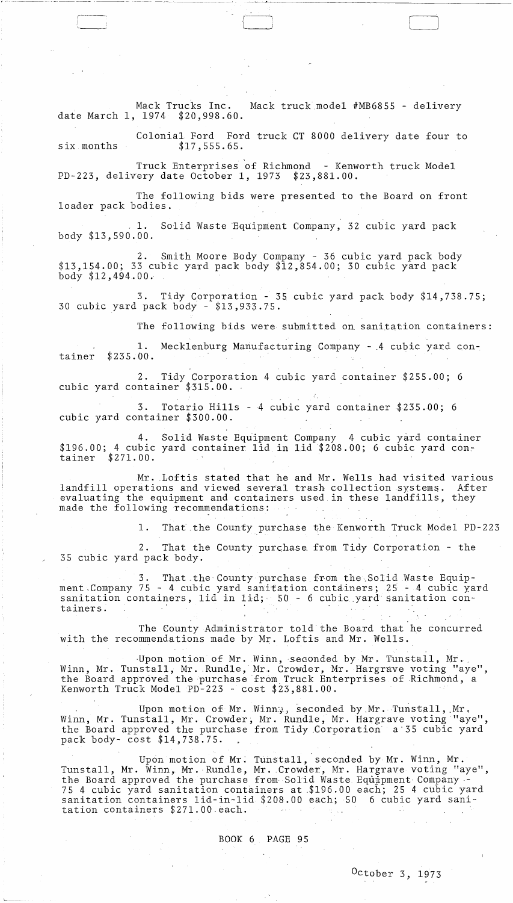Mack Trucks Inc. Mack truck model #MB6855 - delivery date March 1, 1974 $20,998.60.

Colonial Ford Ford truck CT 8000 delivery date four to six months $17,555.65.

Truck Enterprises of Richmond - Kenworth truck Model PD-223, delivery date October 1, 1973 $23,881.00.

The following bids were presented to the Board on front loader pack bodies.

1. Solid Waste Equipment Company, 32 cubic yard pack body $13,590.00.

2. Smith Moore Body Company - 36 cubic yard pack body $13,154.00; 33 cubic yard pack body $12,854.00; 30 cubic yard pack body $12,494.00.

3. Tidy Corporation - 35 cubic yard pack body $14,738.75; 30 cubic yard pack body - $13,933.75.

The following bids were submitted on sanitation containers:

1. Mecklenburg Manufacturing Company - 4 cubic yard container $235.00.

2. Tidy Corporation 4 cubic yard container $255.00; 6 cubic yard container $315.00.

3. Totario Hills - 4 cubic yard container $235.00; 6 cubic yard container $300.00.

4. Solid Waste Equipment Company 4 cubic yard container $196.00; 4 cubic yard container lid in lid $208.00; 6 cubic yard container $271.00.

Mr. Loftis stated that he and Mr. Wells had visited various landfill operations and viewed several trash collection systems. After evaluating the equipment and containers used in these landfills, they made the following recommendations:

1. That the County purchase the Kenworth Truck Model PD-223

2. That the County purchase from Tidy Corporation - the 35 cubic yard pack body.

3. That the County purchase from the Solid Waste Equipment Company 75 - 4 cubic yard sanitation containers; 25 - 4 cubic yard sanitation containers, lid in lid; 50 - 6 cubic yard sanitation containers.

The County Administrator told the Board that he concurred with the recommendations made by Mr. Loftis and Mr. Wells.

Upon motion of Mr. Winn, seconded by Mr. Tunstall, Mr. Winn, Mr. Tunstall, Mr. Rundle, Mr. Crowder, Mr. Hargrave voting "aye", the Board approved the purchase from Truck Enterprises of Richmond, a Kenworth Truck Model PD-223 - cost $23,881.00.

Upon motion of Mr. Winn, seconded by Mr. Tunstall, Mr. Winn, Mr. Tunstall, Mr. Crowder, Mr. Rundle, Mr. Hargrave voting "aye", the Board approved the purchase from Tidy Corporation a 35 cubic yard pack body- cost $14,738.75.

Upon motion of Mr. Tunstall, seconded by Mr. Winn, Mr. Tunstall, Mr. Winn, Mr. Rundle, Mr. Crowder, Mr. Hargrave voting "aye", the Board approved the purchase from Solid Waste Equipment Company - 75 4 cubic yard sanitation containers at $196.00 each; 25 4 cubic yard sanitation containers lid-in-lid $208.00 each; 50 6 cubic yard sanitation containers $271.00 each.

BOOK 6 PAGE 95

October 3, 1973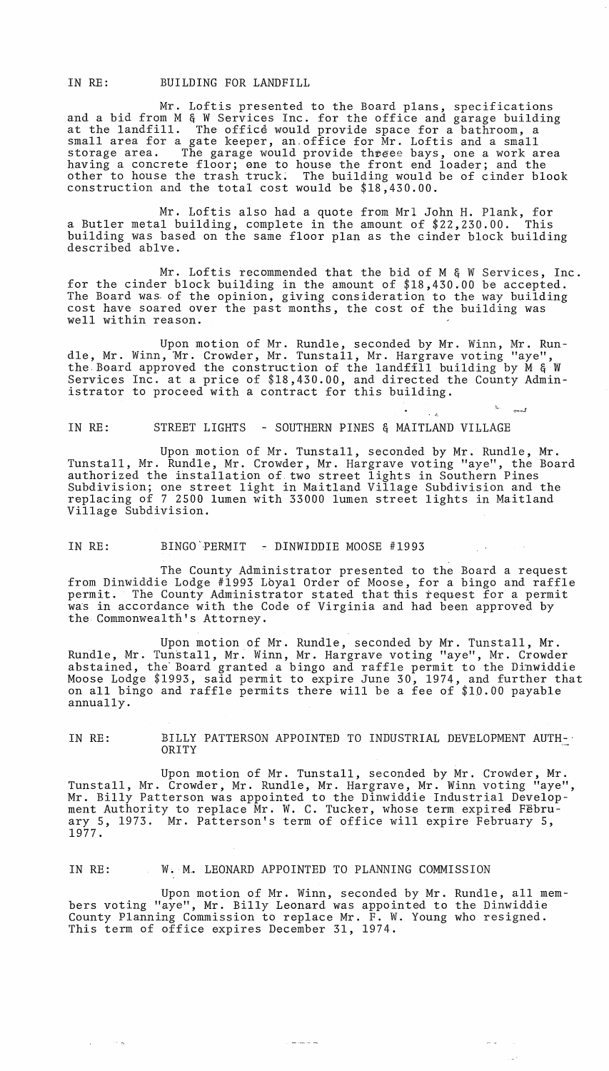IN RE: BUILDING FOR LANDFILL

Mr. Loftis presented to the Board plans, specifications and a bid from M & W Services Inc. for the office and garage building at the landfill. The office would provide space for a bathroom, a small area for a gate keeper, an office for Mr. Loftis and a small storage area. The garage would provide threee bays, one a work area having a concrete floor; one to house the front end loader; and the other to house the trash truck. The building would be of cinder block construction and the total cost would be $18,430.00.

Mr. Loftis also had a quote from Mr1 John H. Plank, for a Butler metal building, complete in the amount of $22,230.00. This building was based on the same floor plan as the cinder block building described ablve.

Mr. Loftis recommended that the bid of M & W Services, Inc. for the cinder block building in the amount of $18,430.00 be accepted. The Board was of the opinion, giving consideration to the way building cost have soared over the past months, the cost of the building was well within reason.

Upon motion of Mr. Rundle, seconded by Mr. Winn, Mr. Rundle, Mr. Winn, Mr. Crowder, Mr. Tunstall, Mr. Hargrave voting "aye", the Board approved the construction of the landfill building by M & W Services Inc. at a price of $18,430.00, and directed the County Administrator to proceed with a contract for this building.

IN RE: STREET LIGHTS - SOUTHERN PINES & MAITLAND VILLAGE

Upon motion of Mr. Tunstall, seconded by Mr. Rundle, Mr. Tunstall, Mr. Rundle, Mr. Crowder, Mr. Hargrave voting "aye", the Board authorized the installation of two street lights in Southern Pines Subdivision; one street light in Maitland Village Subdivision and the replacing of 7 2500 lumen with 33000 lumen street lights in Maitland Village Subdivision.

IN RE: BINGO PERMIT - DINWIDDIE MOOSE #1993

The County Administrator presented to the Board a request from Dinwiddie Lodge #1993 Loyal Order of Moose, for a bingo and raffle permit. The County Administrator stated that this request for a permit was in accordance with the Code of Virginia and had been approved by the Commonwealth's Attorney.

Upon motion of Mr. Rundle, seconded by Mr. Tunstall, Mr. Rundle, Mr. Tunstall, Mr. Winn, Mr. Hargrave voting "aye", Mr. Crowder abstained, the Board granted a bingo and raffle permit to the Dinwiddie Moose Lodge $1993, said permit to expire June 30, 1974, and further that on all bingo and raffle permits there will be a fee of $10.00 payable annually.

IN RE: BILLY PATTERSON APPOINTED TO INDUSTRIAL DEVELOPMENT AUTHORITY

Upon motion of Mr. Tunstall, seconded by Mr. Crowder, Mr. Tunstall, Mr. Crowder, Mr. Rundle, Mr. Hargrave, Mr. Winn voting "aye", Mr. Billy Patterson was appointed to the Dinwiddie Industrial Development Authority to replace Mr. W. C. Tucker, whose term expired February 5, 1973. Mr. Patterson's term of office will expire February 5, 1977.

IN RE: W. M. LEONARD APPOINTED TO PLANNING COMMISSION

Upon motion of Mr. Winn, seconded by Mr. Rundle, all members voting "aye", Mr. Billy Leonard was appointed to the Dinwiddie County Planning Commission to replace Mr. F. W. Young who resigned. This term of office expires December 31, 1974.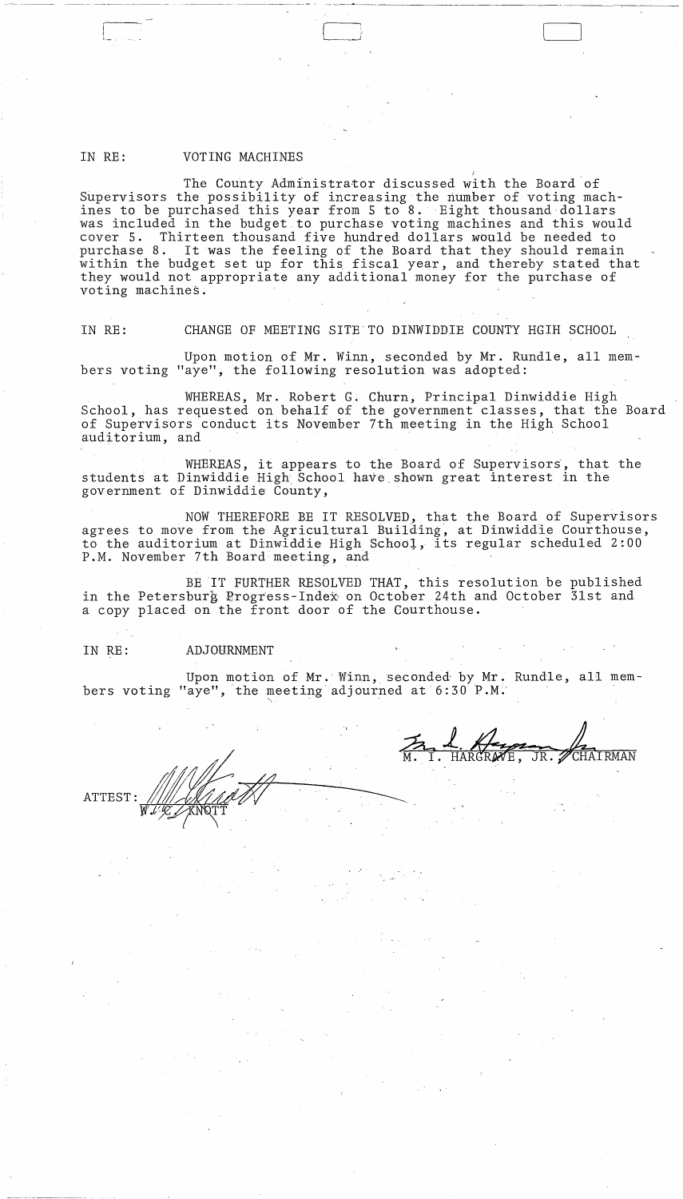IN RE: VOTING MACHINES

The County Administrator discussed with the Board of Supervisors the possibility of increasing the number of voting machines to be purchased this year from 5 to 8. Eight thousand dollars was included in the budget to purchase voting machines and this would cover 5. Thirteen thousand five hundred dollars would be needed to purchase 8. It was the feeling of the Board that they should remain within the budget set up for this fiscal year, and thereby stated that they would not appropriate any additional money for the purchase of voting machines.

IN RE: CHANGE OF MEETING SITE TO DINWIDDIE COUNTY HGIH SCHOOL

Upon motion of Mr. Winn, seconded by Mr. Rundle, all members voting "aye", the following resolution was adopted:

WHEREAS, Mr. Robert G. Churn, Principal Dinwiddie High School, has requested on behalf of the government classes, that the Board of Supervisors conduct its November 7th meeting in the High School auditorium, and

WHEREAS, it appears to the Board of Supervisors, that the students at Dinwiddie High School have shown great interest in the government of Dinwiddie County,

NOW THEREFORE BE IT RESOLVED, that the Board of Supervisors agrees to move from the Agricultural Building, at Dinwiddie Courthouse, to the auditorium at Dinwiddie High School, its regular scheduled 2:00 P.M. November 7th Board meeting, and

BE IT FURTHER RESOLVED THAT, this resolution be published in the Petersburg Progress-Index on October 24th and October 31st and a copy placed on the front door of the Courthouse.

IN RE: ADJOURNMENT

Upon motion of Mr. Winn, seconded by Mr. Rundle, all members voting "aye", the meeting adjourned at 6:30 P.M.

M. I. HARGRAVE, JR., CHAIRMAN

ATTEST: W. C. KNOTT